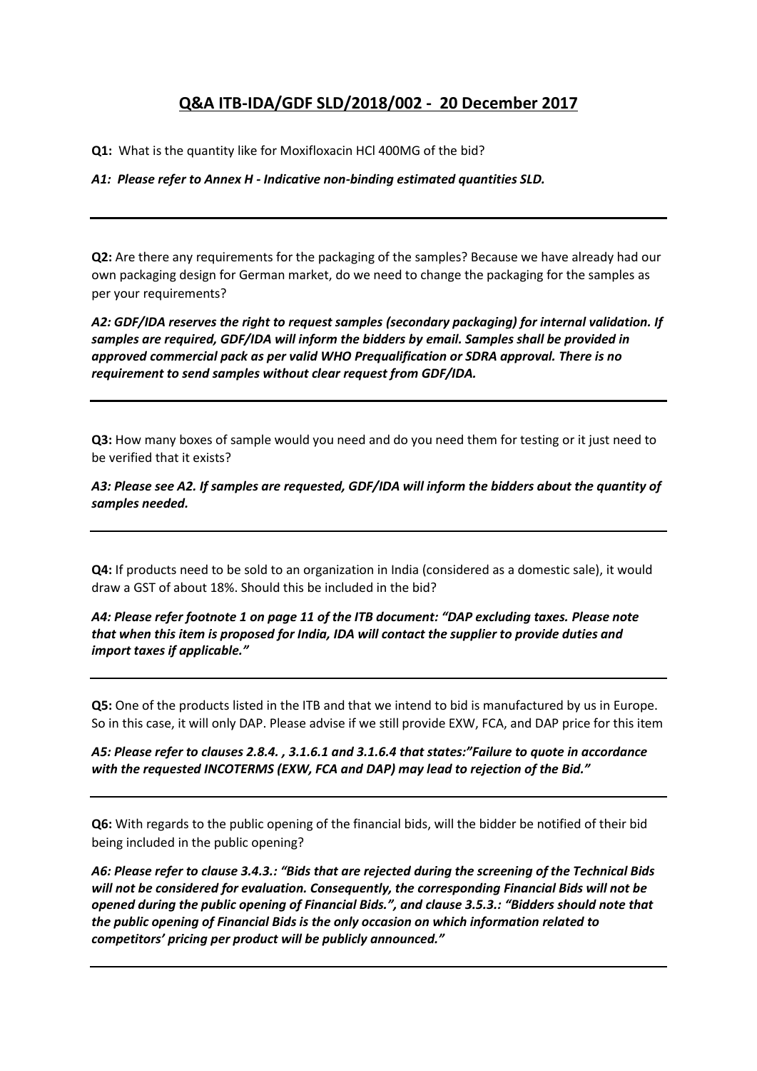# Q&A ITB-IDA/GDF SLD/2018/002 - 20 December 2017

**Q1:** What is the quantity like for Moxifloxacin HCl 400MG of the bid?

***A1: Please refer to Annex H - Indicative non-binding estimated quantities SLD.***

---

**Q2:** Are there any requirements for the packaging of the samples? Because we have already had our own packaging design for German market, do we need to change the packaging for the samples as per your requirements?

***A2: GDF/IDA reserves the right to request samples (secondary packaging) for internal validation. If samples are required, GDF/IDA will inform the bidders by email. Samples shall be provided in approved commercial pack as per valid WHO Prequalification or SDRA approval. There is no requirement to send samples without clear request from GDF/IDA.***

---

**Q3:** How many boxes of sample would you need and do you need them for testing or it just need to be verified that it exists?

***A3: Please see A2. If samples are requested, GDF/IDA will inform the bidders about the quantity of samples needed.***

---

**Q4:** If products need to be sold to an organization in India (considered as a domestic sale), it would draw a GST of about 18%. Should this be included in the bid?

***A4: Please refer footnote 1 on page 11 of the ITB document: "DAP excluding taxes. Please note that when this item is proposed for India, IDA will contact the supplier to provide duties and import taxes if applicable."***

---

**Q5:** One of the products listed in the ITB and that we intend to bid is manufactured by us in Europe. So in this case, it will only DAP. Please advise if we still provide EXW, FCA, and DAP price for this item

***A5: Please refer to clauses 2.8.4. , 3.1.6.1 and 3.1.6.4 that states:"Failure to quote in accordance with the requested INCOTERMS (EXW, FCA and DAP) may lead to rejection of the Bid."***

---

**Q6:** With regards to the public opening of the financial bids, will the bidder be notified of their bid being included in the public opening?

***A6: Please refer to clause 3.4.3.: "Bids that are rejected during the screening of the Technical Bids will not be considered for evaluation. Consequently, the corresponding Financial Bids will not be opened during the public opening of Financial Bids.", and clause 3.5.3.: "Bidders should note that the public opening of Financial Bids is the only occasion on which information related to competitors' pricing per product will be publicly announced."***

---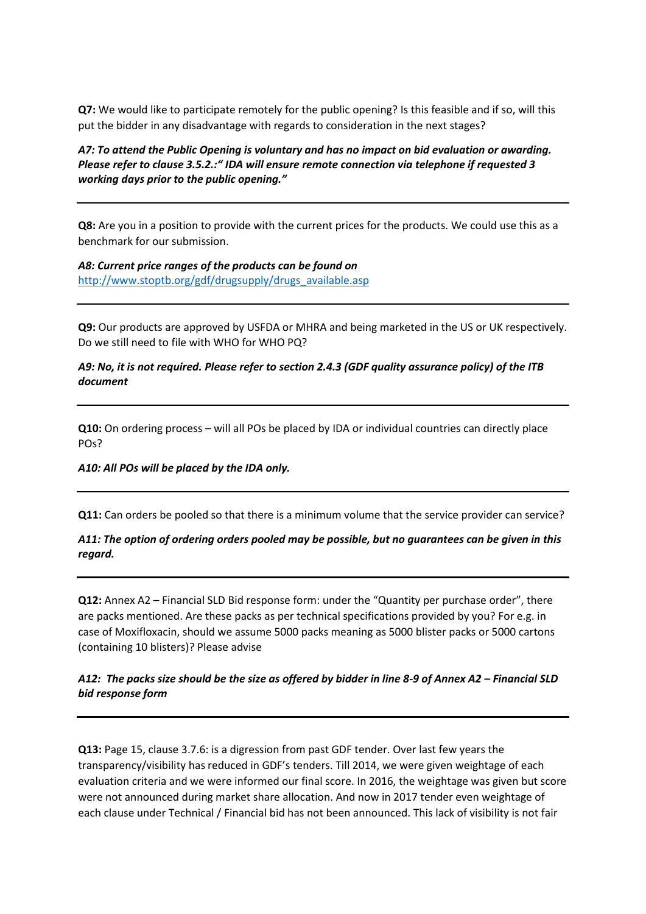**Q7:** We would like to participate remotely for the public opening? Is this feasible and if so, will this put the bidder in any disadvantage with regards to consideration in the next stages?

***A7: To attend the Public Opening is voluntary and has no impact on bid evaluation or awarding. Please refer to clause 3.5.2.:" IDA will ensure remote connection via telephone if requested 3 working days prior to the public opening."***

---

**Q8:** Are you in a position to provide with the current prices for the products. We could use this as a benchmark for our submission.

***A8: Current price ranges of the products can be found on*** [http://www.stoptb.org/gdf/drugsupply/drugs_available.asp](http://www.stoptb.org/gdf/drugsupply/drugs_available.asp)

---

**Q9:** Our products are approved by USFDA or MHRA and being marketed in the US or UK respectively. Do we still need to file with WHO for WHO PQ?

***A9: No, it is not required. Please refer to section 2.4.3 (GDF quality assurance policy) of the ITB document***

---

**Q10:** On ordering process – will all POs be placed by IDA or individual countries can directly place POs?

***A10: All POs will be placed by the IDA only.***

---

**Q11:** Can orders be pooled so that there is a minimum volume that the service provider can service?

***A11: The option of ordering orders pooled may be possible, but no guarantees can be given in this regard.***

---

**Q12:** Annex A2 – Financial SLD Bid response form: under the "Quantity per purchase order", there are packs mentioned. Are these packs as per technical specifications provided by you? For e.g. in case of Moxifloxacin, should we assume 5000 packs meaning as 5000 blister packs or 5000 cartons (containing 10 blisters)? Please advise

***A12: The packs size should be the size as offered by bidder in line 8-9 of Annex A2 – Financial SLD bid response form***

---

**Q13:** Page 15, clause 3.7.6: is a digression from past GDF tender. Over last few years the transparency/visibility has reduced in GDF's tenders. Till 2014, we were given weightage of each evaluation criteria and we were informed our final score. In 2016, the weightage was given but score were not announced during market share allocation. And now in 2017 tender even weightage of each clause under Technical / Financial bid has not been announced. This lack of visibility is not fair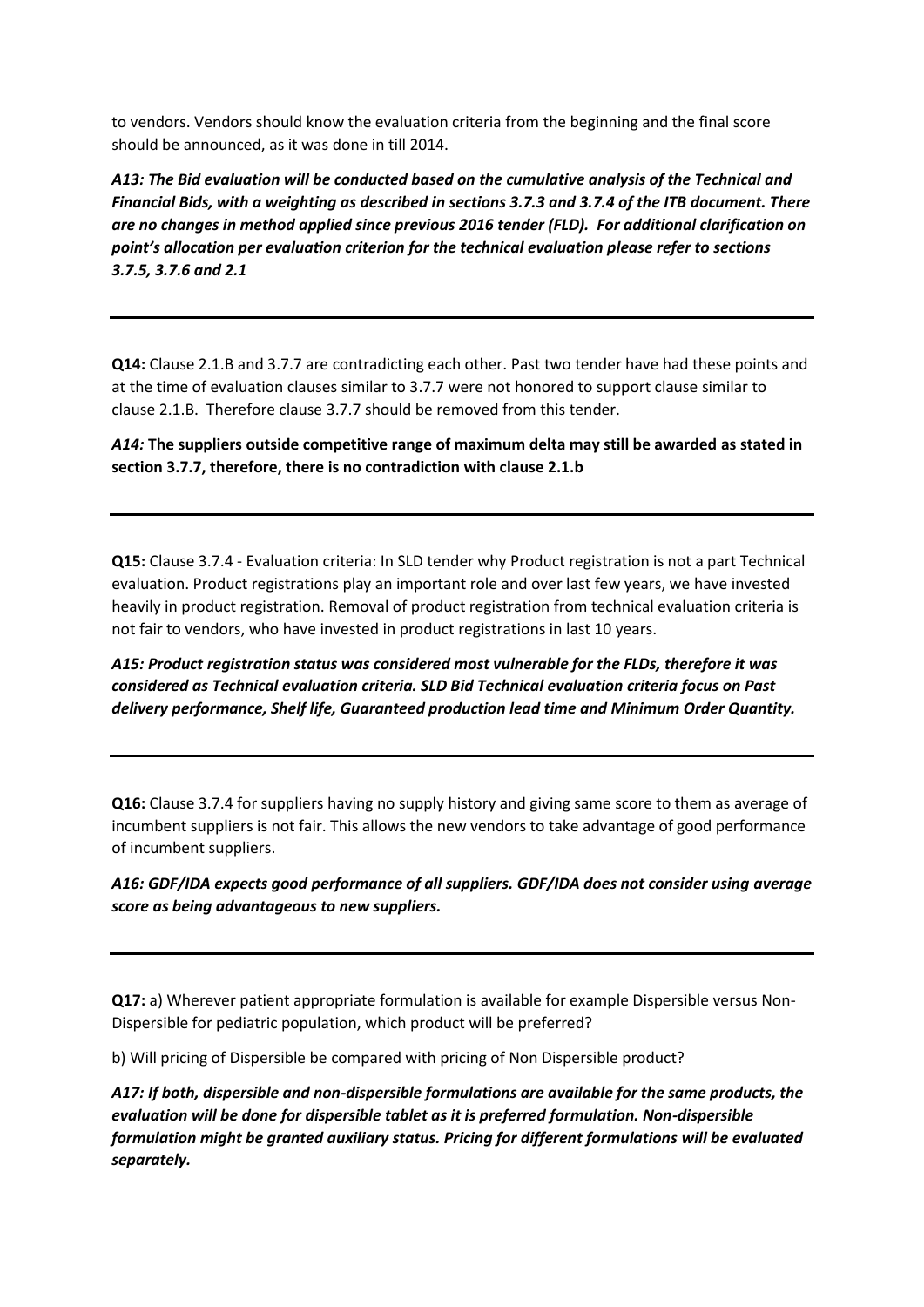to vendors. Vendors should know the evaluation criteria from the beginning and the final score should be announced, as it was done in till 2014.

***A13: The Bid evaluation will be conducted based on the cumulative analysis of the Technical and Financial Bids, with a weighting as described in sections 3.7.3 and 3.7.4 of the ITB document. There are no changes in method applied since previous 2016 tender (FLD). For additional clarification on point's allocation per evaluation criterion for the technical evaluation please refer to sections 3.7.5, 3.7.6 and 2.1***

---

**Q14:** Clause 2.1.B and 3.7.7 are contradicting each other. Past two tender have had these points and at the time of evaluation clauses similar to 3.7.7 were not honored to support clause similar to clause 2.1.B. Therefore clause 3.7.7 should be removed from this tender.

***A14:*** **The suppliers outside competitive range of maximum delta may still be awarded as stated in section 3.7.7, therefore, there is no contradiction with clause 2.1.b**

---

**Q15:** Clause 3.7.4 - Evaluation criteria: In SLD tender why Product registration is not a part Technical evaluation. Product registrations play an important role and over last few years, we have invested heavily in product registration. Removal of product registration from technical evaluation criteria is not fair to vendors, who have invested in product registrations in last 10 years.

***A15: Product registration status was considered most vulnerable for the FLDs, therefore it was considered as Technical evaluation criteria. SLD Bid Technical evaluation criteria focus on Past delivery performance, Shelf life, Guaranteed production lead time and Minimum Order Quantity.***

---

**Q16:** Clause 3.7.4 for suppliers having no supply history and giving same score to them as average of incumbent suppliers is not fair. This allows the new vendors to take advantage of good performance of incumbent suppliers.

***A16: GDF/IDA expects good performance of all suppliers. GDF/IDA does not consider using average score as being advantageous to new suppliers.***

---

**Q17:** a) Wherever patient appropriate formulation is available for example Dispersible versus Non-Dispersible for pediatric population, which product will be preferred?

b) Will pricing of Dispersible be compared with pricing of Non Dispersible product?

***A17: If both, dispersible and non-dispersible formulations are available for the same products, the evaluation will be done for dispersible tablet as it is preferred formulation. Non-dispersible formulation might be granted auxiliary status. Pricing for different formulations will be evaluated separately.***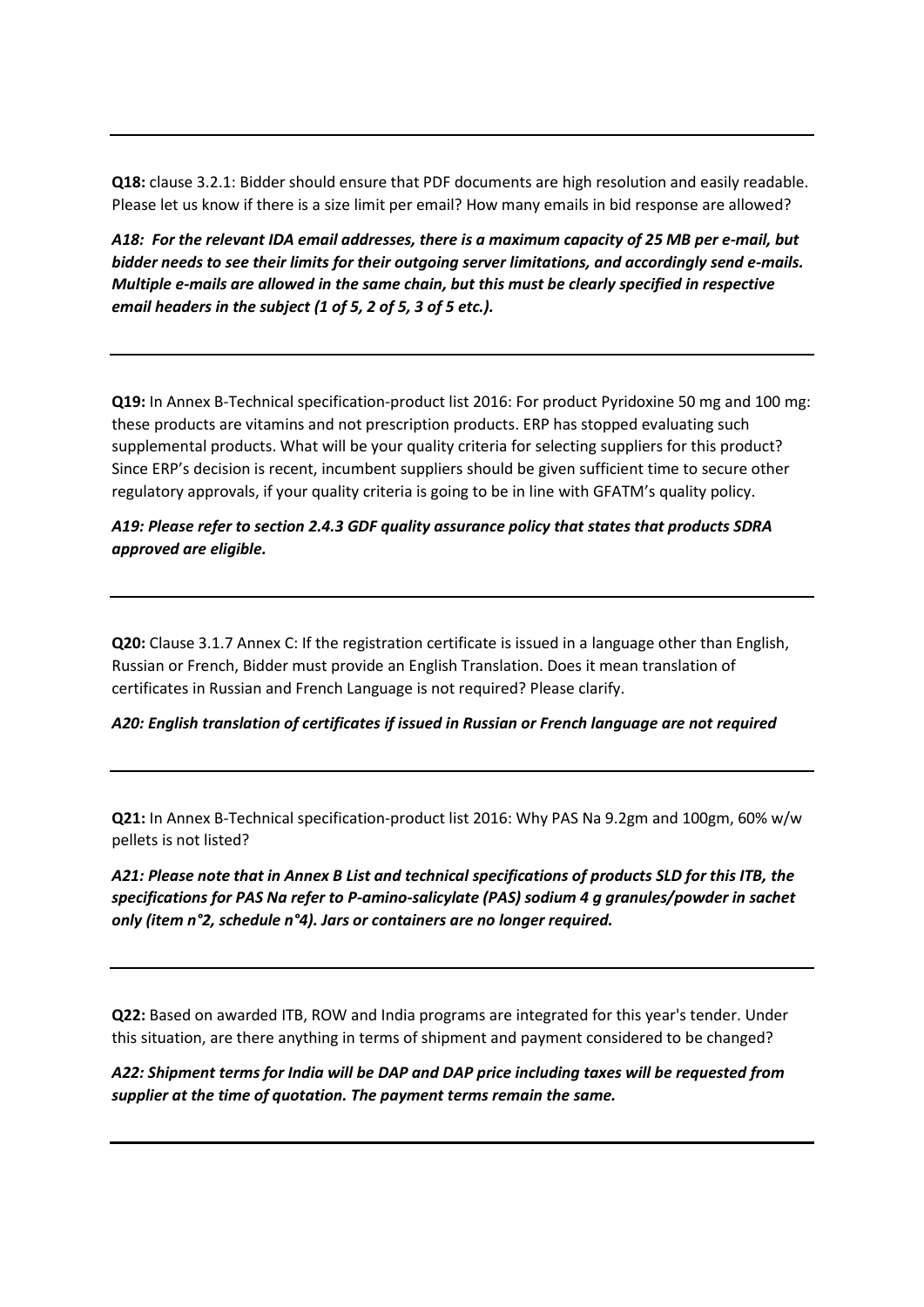---

**Q18:** clause 3.2.1: Bidder should ensure that PDF documents are high resolution and easily readable. Please let us know if there is a size limit per email? How many emails in bid response are allowed?

***A18: For the relevant IDA email addresses, there is a maximum capacity of 25 MB per e-mail, but bidder needs to see their limits for their outgoing server limitations, and accordingly send e-mails. Multiple e-mails are allowed in the same chain, but this must be clearly specified in respective email headers in the subject (1 of 5, 2 of 5, 3 of 5 etc.).***

---

**Q19:** In Annex B-Technical specification-product list 2016: For product Pyridoxine 50 mg and 100 mg: these products are vitamins and not prescription products. ERP has stopped evaluating such supplemental products. What will be your quality criteria for selecting suppliers for this product? Since ERP's decision is recent, incumbent suppliers should be given sufficient time to secure other regulatory approvals, if your quality criteria is going to be in line with GFATM's quality policy.

***A19: Please refer to section 2.4.3 GDF quality assurance policy that states that products SDRA approved are eligible.***

---

**Q20:** Clause 3.1.7 Annex C: If the registration certificate is issued in a language other than English, Russian or French, Bidder must provide an English Translation. Does it mean translation of certificates in Russian and French Language is not required? Please clarify.

***A20: English translation of certificates if issued in Russian or French language are not required***

---

**Q21:** In Annex B-Technical specification-product list 2016: Why PAS Na 9.2gm and 100gm, 60% w/w pellets is not listed?

***A21: Please note that in Annex B List and technical specifications of products SLD for this ITB, the specifications for PAS Na refer to P-amino-salicylate (PAS) sodium 4 g granules/powder in sachet only (item n°2, schedule n°4). Jars or containers are no longer required.***

---

**Q22:** Based on awarded ITB, ROW and India programs are integrated for this year's tender. Under this situation, are there anything in terms of shipment and payment considered to be changed?

***A22: Shipment terms for India will be DAP and DAP price including taxes will be requested from supplier at the time of quotation. The payment terms remain the same.***

---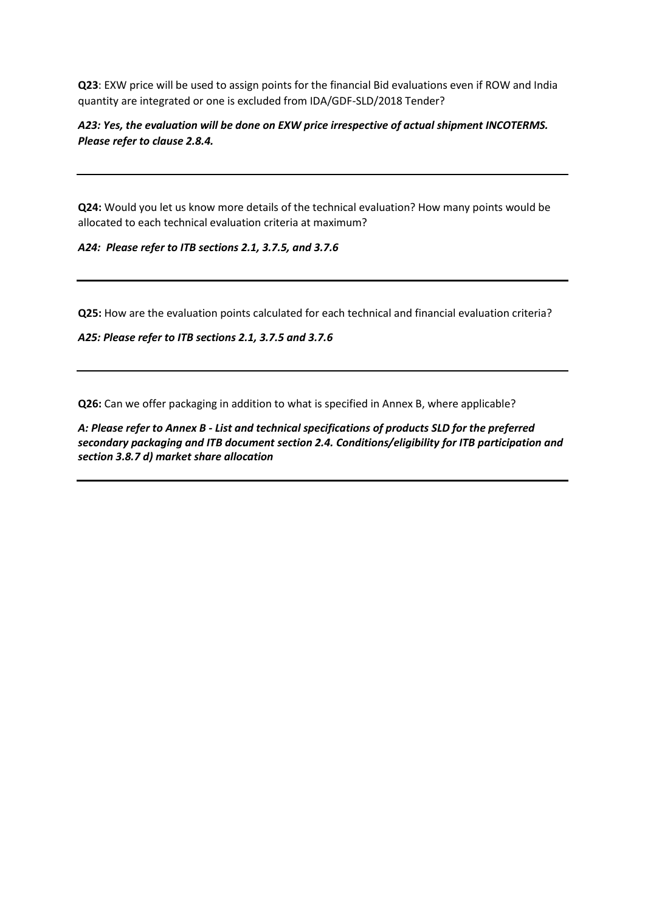**Q23**: EXW price will be used to assign points for the financial Bid evaluations even if ROW and India quantity are integrated or one is excluded from IDA/GDF-SLD/2018 Tender?

***A23: Yes, the evaluation will be done on EXW price irrespective of actual shipment INCOTERMS. Please refer to clause 2.8.4.***

---

**Q24:** Would you let us know more details of the technical evaluation? How many points would be allocated to each technical evaluation criteria at maximum?

***A24: Please refer to ITB sections 2.1, 3.7.5, and 3.7.6***

---

**Q25:** How are the evaluation points calculated for each technical and financial evaluation criteria?

***A25: Please refer to ITB sections 2.1, 3.7.5 and 3.7.6***

---

**Q26:** Can we offer packaging in addition to what is specified in Annex B, where applicable?

***A: Please refer to Annex B - List and technical specifications of products SLD for the preferred secondary packaging and ITB document section 2.4. Conditions/eligibility for ITB participation and section 3.8.7 d) market share allocation***

---